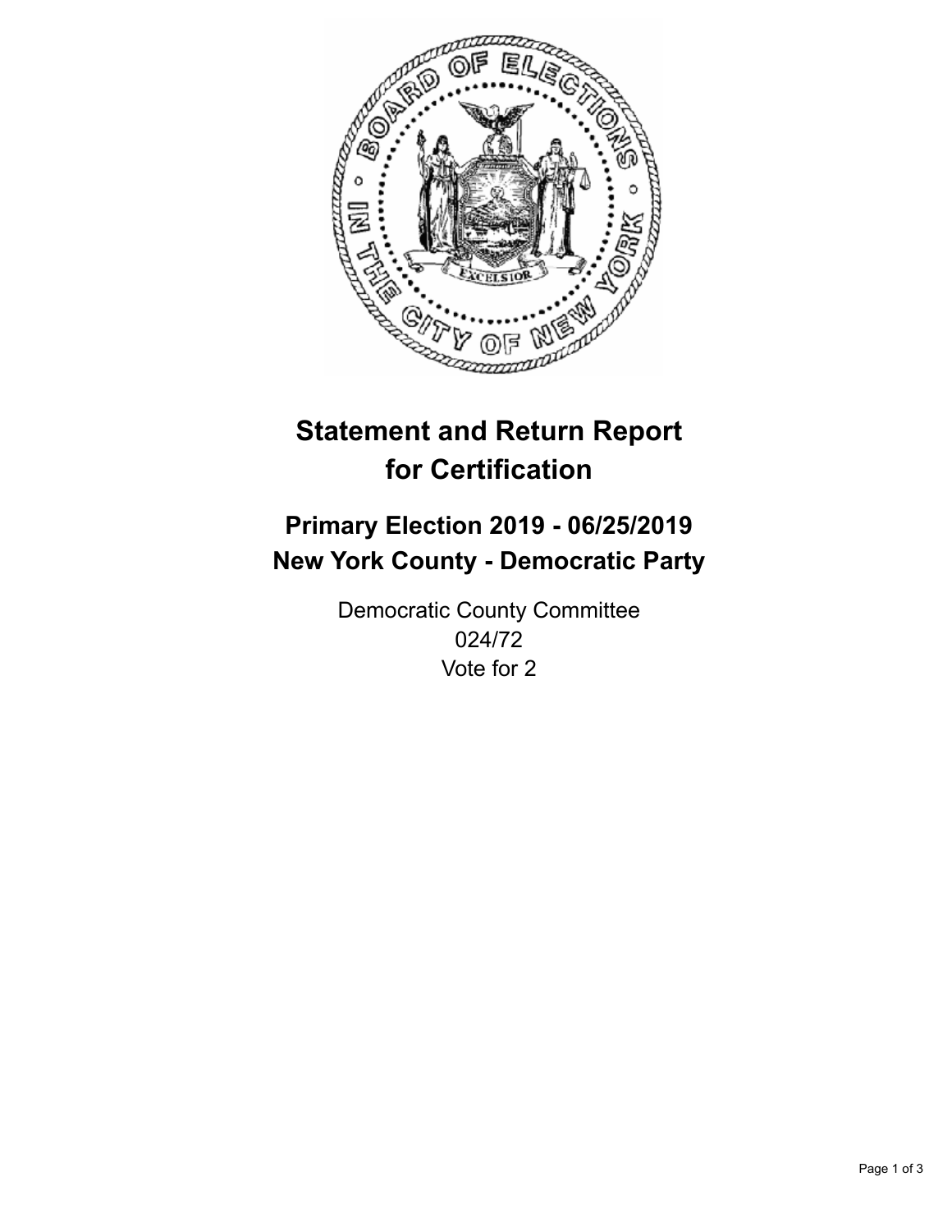# Statement and Return Report for Certification

## Primary Election 2019 - 06/25/2019
## New York County - Democratic Party

Democratic County Committee
024/72
Vote for 2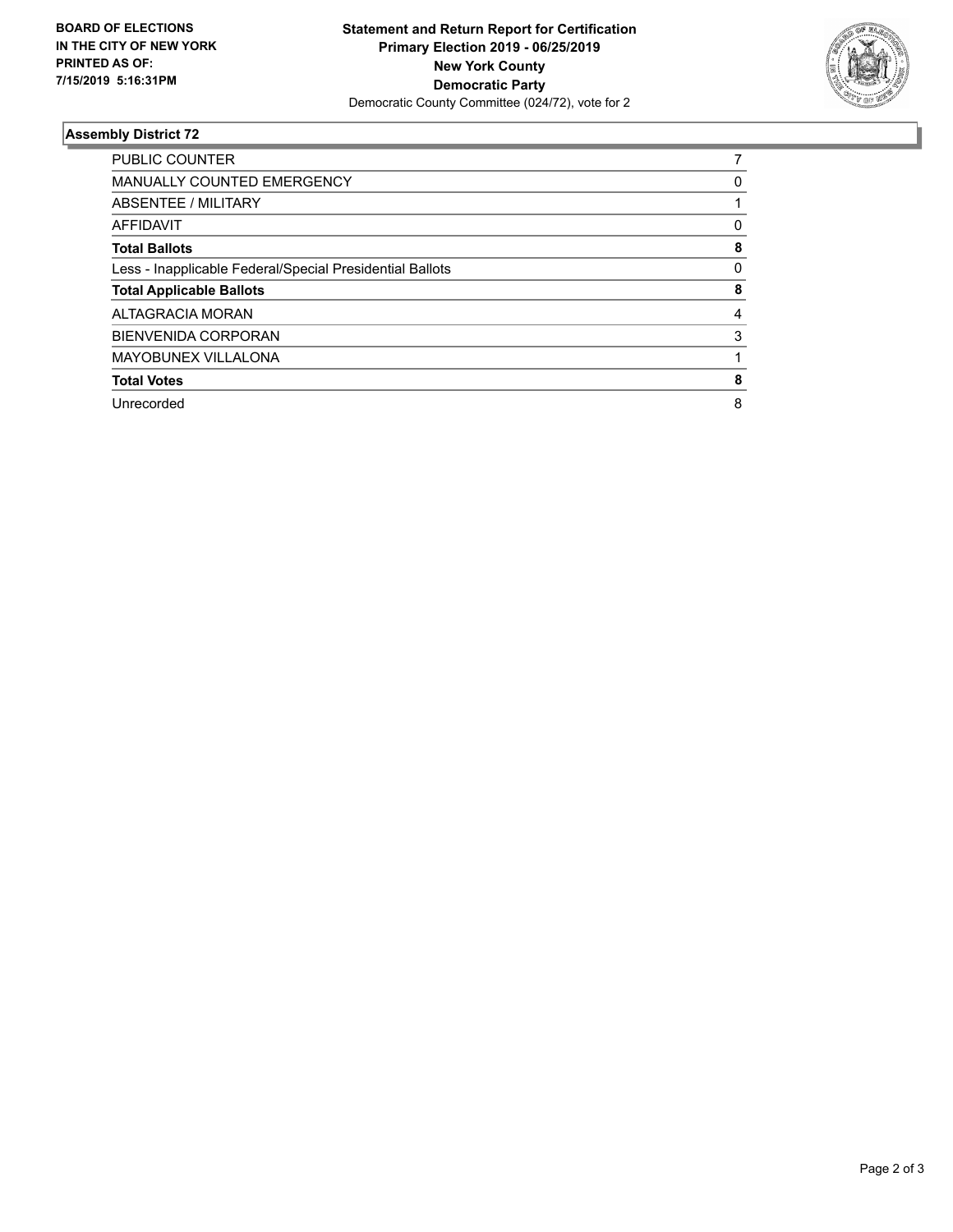BOARD OF ELECTIONS
IN THE CITY OF NEW YORK
PRINTED AS OF:
7/15/2019 5:16:31PM

**Statement and Return Report for Certification**
**Primary Election 2019 - 06/25/2019**
**New York County**
**Democratic Party**
Democratic County Committee (024/72), vote for 2

## Assembly District 72

| | |
|---|---|
| PUBLIC COUNTER | 7 |
| MANUALLY COUNTED EMERGENCY | 0 |
| ABSENTEE / MILITARY | 1 |
| AFFIDAVIT | 0 |
| **Total Ballots** | **8** |
| Less - Inapplicable Federal/Special Presidential Ballots | 0 |
| **Total Applicable Ballots** | **8** |
| ALTAGRACIA MORAN | 4 |
| BIENVENIDA CORPORAN | 3 |
| MAYOBUNEX VILLALONA | 1 |
| **Total Votes** | **8** |
| Unrecorded | 8 |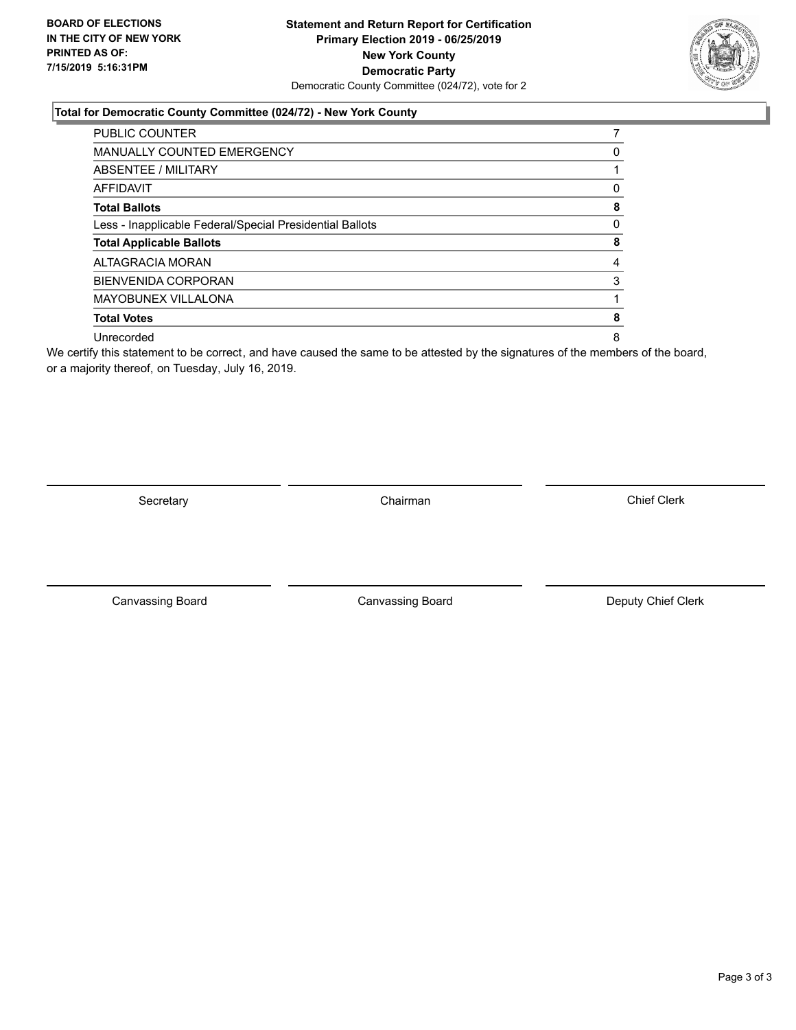**BOARD OF ELECTIONS IN THE CITY OF NEW YORK PRINTED AS OF: 7/15/2019 5:16:31PM**

**Statement and Return Report for Certification**
**Primary Election 2019 - 06/25/2019**
**New York County**
**Democratic Party**
Democratic County Committee (024/72), vote for 2

### Total for Democratic County Committee (024/72) - New York County

| | |
|---|---|
| PUBLIC COUNTER | 7 |
| MANUALLY COUNTED EMERGENCY | 0 |
| ABSENTEE / MILITARY | 1 |
| AFFIDAVIT | 0 |
| **Total Ballots** | **8** |
| Less - Inapplicable Federal/Special Presidential Ballots | 0 |
| **Total Applicable Ballots** | **8** |
| ALTAGRACIA MORAN | 4 |
| BIENVENIDA CORPORAN | 3 |
| MAYOBUNEX VILLALONA | 1 |
| **Total Votes** | **8** |
| Unrecorded | 8 |

We certify this statement to be correct, and have caused the same to be attested by the signatures of the members of the board, or a majority thereof, on Tuesday, July 16, 2019.

Secretary | Chairman | Chief Clerk

Canvassing Board | Canvassing Board | Deputy Chief Clerk